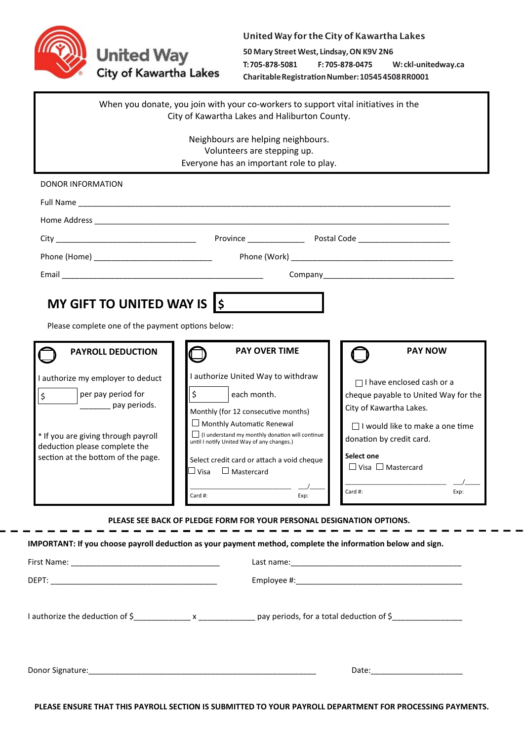United Way City of Kawartha Lakes

**United Way for the City of Kawartha Lakes**

**50 Mary Street West, Lindsay, ON K9V 2N6**

**T: 705-878-5081 F: 705-878-0475 W: ckl-unitedway.ca**

**Charitable Registration Number: 105454508RR0001**

When you donate, you join with your co-workers to support vital initiatives in the City of Kawartha Lakes and Haliburton County.

Neighbours are helping neighbours.
Volunteers are stepping up.
Everyone has an important role to play.

DONOR INFORMATION

Full Name ______________________________________________________________________________

Home Address ___________________________________________________________________________

City ______________________________ Province ____________ Postal Code ____________________

Phone (Home) __________________________ Phone (Work) ______________________________________

Email ______________________________________________ Company ____________________________

## MY GIFT TO UNITED WAY IS $ __________

Please complete one of the payment options below:

### ◯ PAYROLL DEDUCTION

I authorize my employer to deduct $ ________ per pay period for _______ pay periods.

\* If you are giving through payroll deduction please complete the section at the bottom of the page.

### ◯ PAY OVER TIME

I authorize United Way to withdraw $ ________ each month.

Monthly (for 12 consecutive months)

☐ Monthly Automatic Renewal

☐ (I understand my monthly donation will continue until I notify United Way of any changes.)

Select credit card or attach a void cheque

☐ Visa ☐ Mastercard

Card #: __________________________ Exp: ___/____

### ◯ PAY NOW

☐ I have enclosed cash or a cheque payable to United Way for the City of Kawartha Lakes.

☐ I would like to make a one time donation by credit card.

**Select one**

☐ Visa ☐ Mastercard

Card #: __________________________ Exp: ___/____

**PLEASE SEE BACK OF PLEDGE FORM FOR YOUR PERSONAL DESIGNATION OPTIONS.**

---

**IMPORTANT: If you choose payroll deduction as your payment method, complete the information below and sign.**

First Name: __________________________________ Last name: ________________________________________

DEPT: ______________________________________ Employee #: ________________________________________

I authorize the deduction of $____________ x ____________ pay periods, for a total deduction of $_______________

Donor Signature: ______________________________________________________ Date: ____________________

**PLEASE ENSURE THAT THIS PAYROLL SECTION IS SUBMITTED TO YOUR PAYROLL DEPARTMENT FOR PROCESSING PAYMENTS.**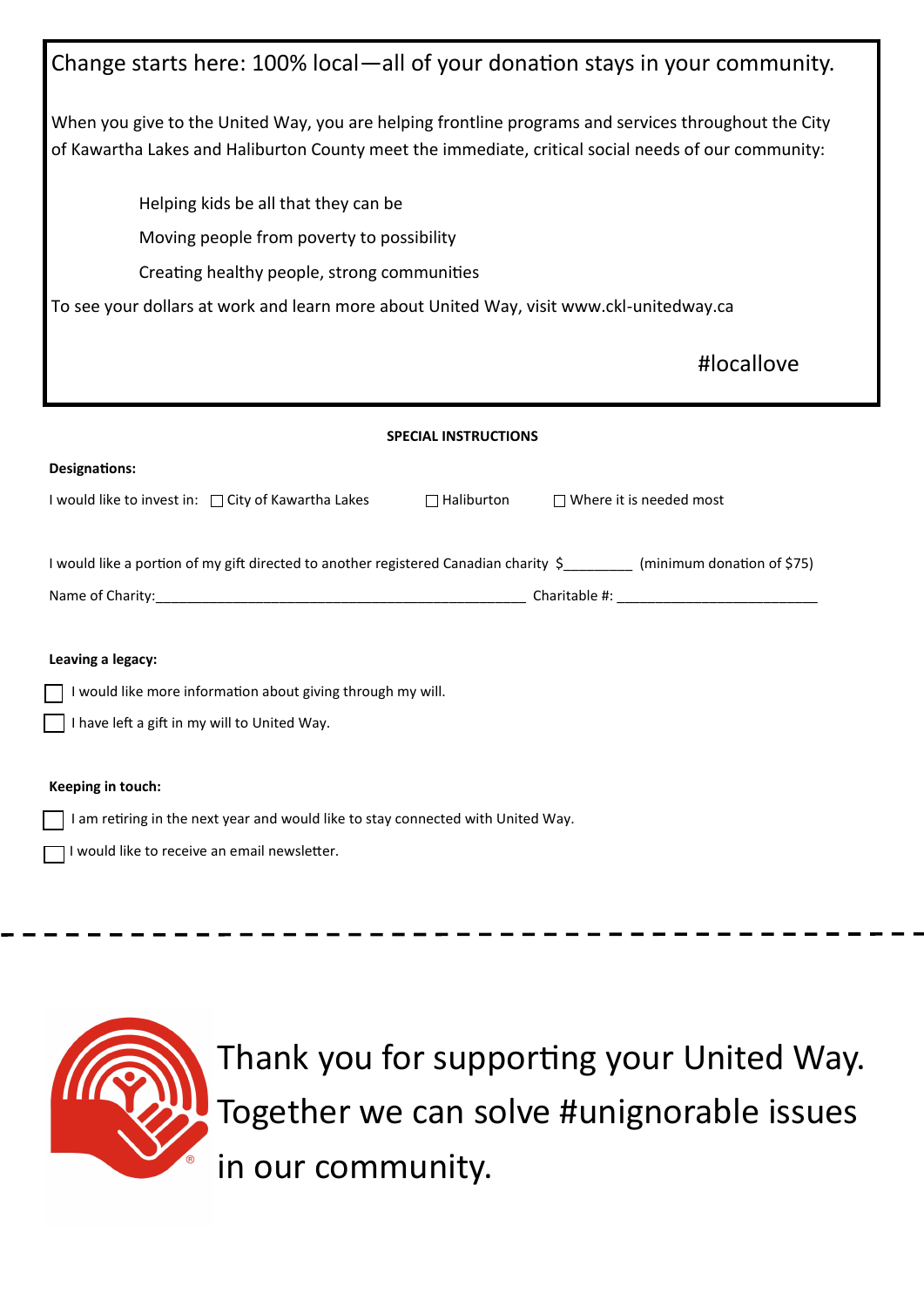Change starts here: 100% local—all of your donation stays in your community.

When you give to the United Way, you are helping frontline programs and services throughout the City of Kawartha Lakes and Haliburton County meet the immediate, critical social needs of our community:

- Helping kids be all that they can be
- Moving people from poverty to possibility
- Creating healthy people, strong communities

To see your dollars at work and learn more about United Way, visit www.ckl-unitedway.ca

#locallove

## SPECIAL INSTRUCTIONS

**Designations:**

I would like to invest in: ☐ City of Kawartha Lakes ☐ Haliburton ☐ Where it is needed most

I would like a portion of my gift directed to another registered Canadian charity $_________ (minimum donation of $75)

Name of Charity:_______________________________________________ Charitable #: __________________________

**Leaving a legacy:**

☐ I would like more information about giving through my will.

☐ I have left a gift in my will to United Way.

**Keeping in touch:**

☐ I am retiring in the next year and would like to stay connected with United Way.

☐ I would like to receive an email newsletter.

Thank you for supporting your United Way. Together we can solve #unignorable issues in our community.